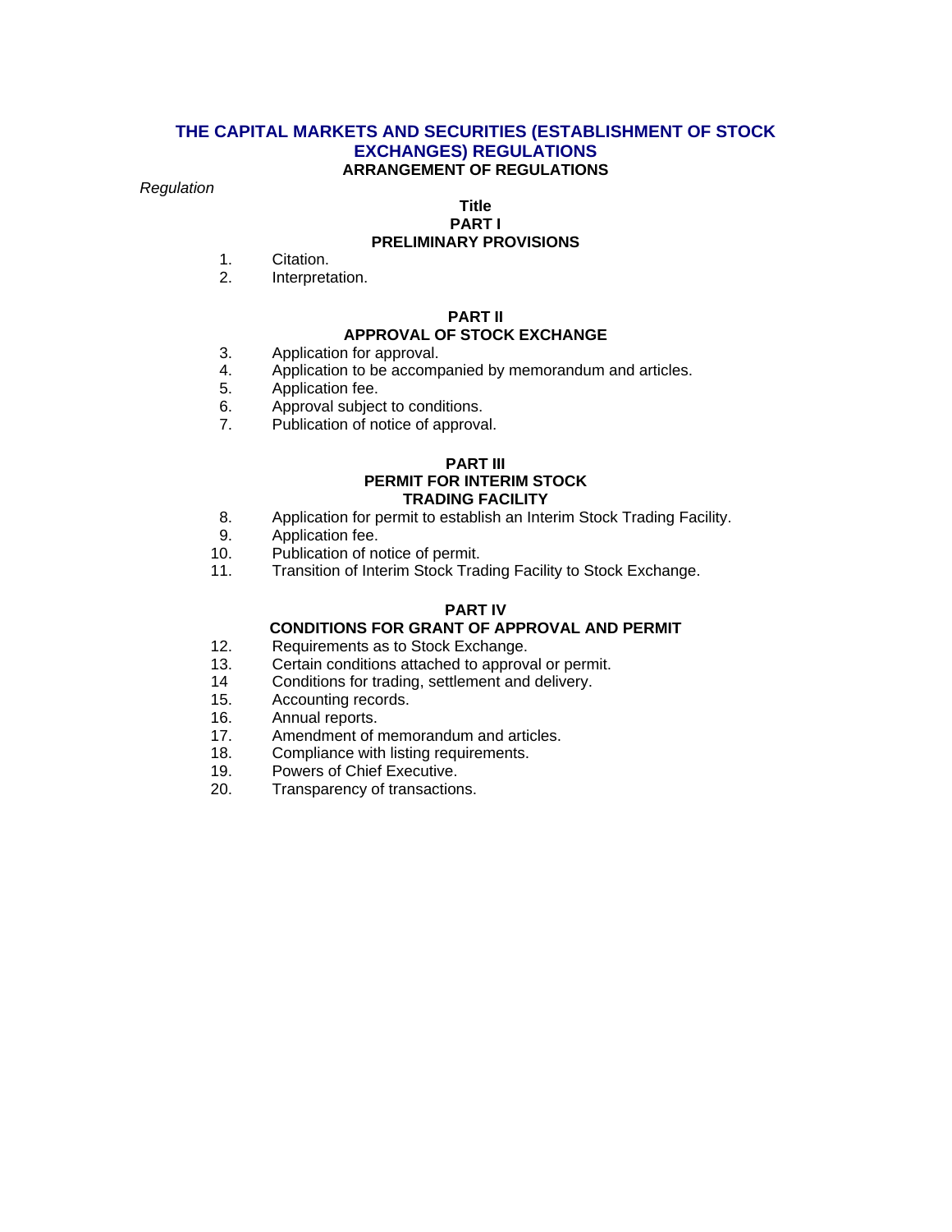# THE CAPITAL MARKETS AND SECURITIES (ESTABLISHMENT OF STOCK EXCHANGES) REGULATIONS

**ARRANGEMENT OF REGULATIONS**

*Regulation*

**Title**

## PART I
## PRELIMINARY PROVISIONS

1. Citation.
2. Interpretation.

## PART II
## APPROVAL OF STOCK EXCHANGE

3. Application for approval.
4. Application to be accompanied by memorandum and articles.
5. Application fee.
6. Approval subject to conditions.
7. Publication of notice of approval.

## PART III
## PERMIT FOR INTERIM STOCK TRADING FACILITY

8. Application for permit to establish an Interim Stock Trading Facility.
9. Application fee.
10. Publication of notice of permit.
11. Transition of Interim Stock Trading Facility to Stock Exchange.

## PART IV
## CONDITIONS FOR GRANT OF APPROVAL AND PERMIT

12. Requirements as to Stock Exchange.
13. Certain conditions attached to approval or permit.
14 Conditions for trading, settlement and delivery.
15. Accounting records.
16. Annual reports.
17. Amendment of memorandum and articles.
18. Compliance with listing requirements.
19. Powers of Chief Executive.
20. Transparency of transactions.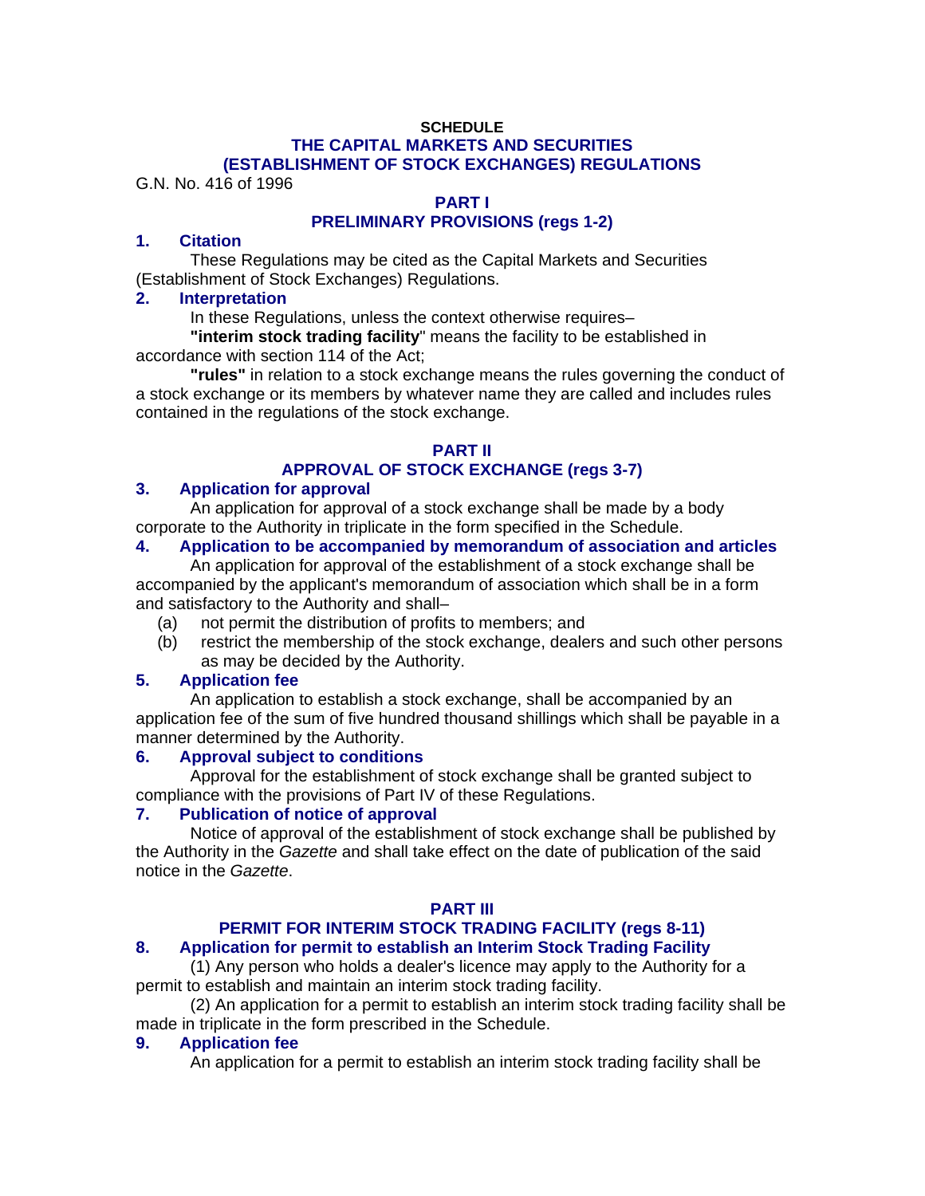**SCHEDULE**

## THE CAPITAL MARKETS AND SECURITIES (ESTABLISHMENT OF STOCK EXCHANGES) REGULATIONS

G.N. No. 416 of 1996

## PART I
## PRELIMINARY PROVISIONS (regs 1-2)

### 1. Citation

These Regulations may be cited as the Capital Markets and Securities (Establishment of Stock Exchanges) Regulations.

### 2. Interpretation

In these Regulations, unless the context otherwise requires–

**"interim stock trading facility**" means the facility to be established in accordance with section 114 of the Act;

**"rules"** in relation to a stock exchange means the rules governing the conduct of a stock exchange or its members by whatever name they are called and includes rules contained in the regulations of the stock exchange.

## PART II
## APPROVAL OF STOCK EXCHANGE (regs 3-7)

### 3. Application for approval

An application for approval of a stock exchange shall be made by a body corporate to the Authority in triplicate in the form specified in the Schedule.

### 4. Application to be accompanied by memorandum of association and articles

An application for approval of the establishment of a stock exchange shall be accompanied by the applicant's memorandum of association which shall be in a form and satisfactory to the Authority and shall–

(a) not permit the distribution of profits to members; and

(b) restrict the membership of the stock exchange, dealers and such other persons as may be decided by the Authority.

### 5. Application fee

An application to establish a stock exchange, shall be accompanied by an application fee of the sum of five hundred thousand shillings which shall be payable in a manner determined by the Authority.

### 6. Approval subject to conditions

Approval for the establishment of stock exchange shall be granted subject to compliance with the provisions of Part IV of these Regulations.

### 7. Publication of notice of approval

Notice of approval of the establishment of stock exchange shall be published by the Authority in the *Gazette* and shall take effect on the date of publication of the said notice in the *Gazette*.

## PART III
## PERMIT FOR INTERIM STOCK TRADING FACILITY (regs 8-11)

### 8. Application for permit to establish an Interim Stock Trading Facility

(1) Any person who holds a dealer's licence may apply to the Authority for a permit to establish and maintain an interim stock trading facility.

(2) An application for a permit to establish an interim stock trading facility shall be made in triplicate in the form prescribed in the Schedule.

### 9. Application fee

An application for a permit to establish an interim stock trading facility shall be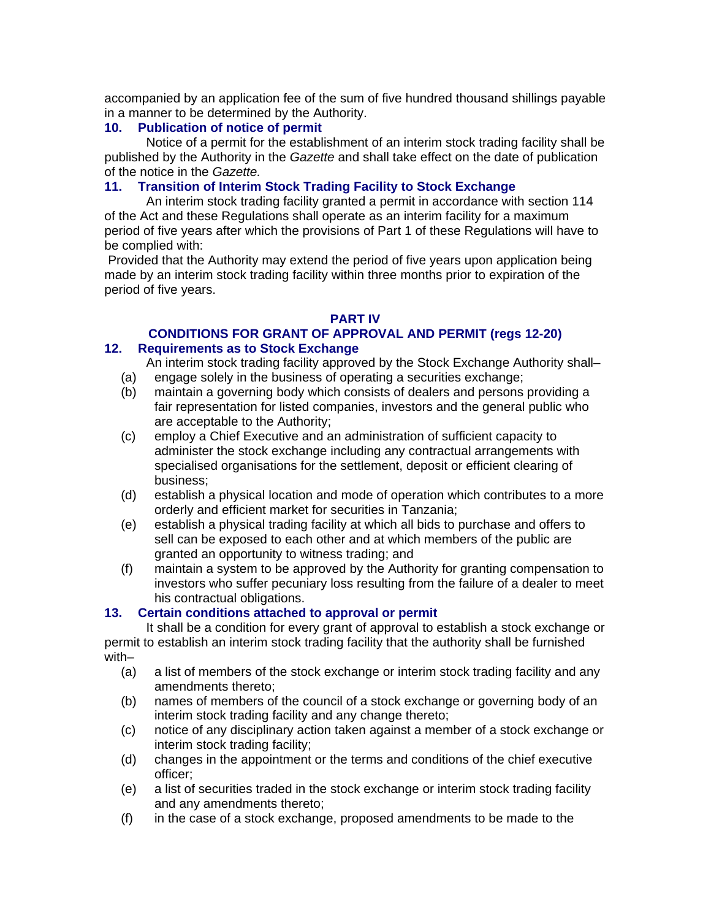accompanied by an application fee of the sum of five hundred thousand shillings payable in a manner to be determined by the Authority.

### 10. Publication of notice of permit

Notice of a permit for the establishment of an interim stock trading facility shall be published by the Authority in the *Gazette* and shall take effect on the date of publication of the notice in the *Gazette.*

### 11. Transition of Interim Stock Trading Facility to Stock Exchange

An interim stock trading facility granted a permit in accordance with section 114 of the Act and these Regulations shall operate as an interim facility for a maximum period of five years after which the provisions of Part 1 of these Regulations will have to be complied with:

Provided that the Authority may extend the period of five years upon application being made by an interim stock trading facility within three months prior to expiration of the period of five years.

## PART IV
## CONDITIONS FOR GRANT OF APPROVAL AND PERMIT (regs 12-20)

### 12. Requirements as to Stock Exchange

An interim stock trading facility approved by the Stock Exchange Authority shall–

- (a) engage solely in the business of operating a securities exchange;
- (b) maintain a governing body which consists of dealers and persons providing a fair representation for listed companies, investors and the general public who are acceptable to the Authority;
- (c) employ a Chief Executive and an administration of sufficient capacity to administer the stock exchange including any contractual arrangements with specialised organisations for the settlement, deposit or efficient clearing of business;
- (d) establish a physical location and mode of operation which contributes to a more orderly and efficient market for securities in Tanzania;
- (e) establish a physical trading facility at which all bids to purchase and offers to sell can be exposed to each other and at which members of the public are granted an opportunity to witness trading; and
- (f) maintain a system to be approved by the Authority for granting compensation to investors who suffer pecuniary loss resulting from the failure of a dealer to meet his contractual obligations.

### 13. Certain conditions attached to approval or permit

It shall be a condition for every grant of approval to establish a stock exchange or permit to establish an interim stock trading facility that the authority shall be furnished with–

- (a) a list of members of the stock exchange or interim stock trading facility and any amendments thereto;
- (b) names of members of the council of a stock exchange or governing body of an interim stock trading facility and any change thereto;
- (c) notice of any disciplinary action taken against a member of a stock exchange or interim stock trading facility;
- (d) changes in the appointment or the terms and conditions of the chief executive officer;
- (e) a list of securities traded in the stock exchange or interim stock trading facility and any amendments thereto;
- (f) in the case of a stock exchange, proposed amendments to be made to the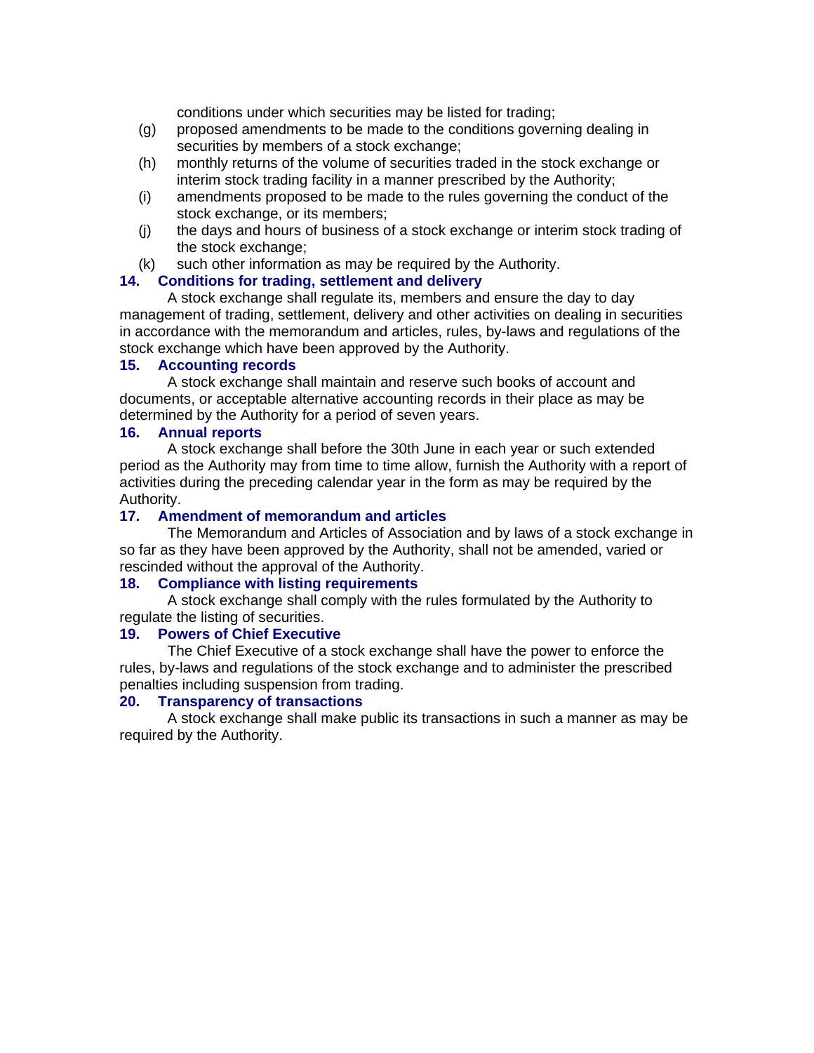conditions under which securities may be listed for trading;

(g) proposed amendments to be made to the conditions governing dealing in securities by members of a stock exchange;

(h) monthly returns of the volume of securities traded in the stock exchange or interim stock trading facility in a manner prescribed by the Authority;

(i) amendments proposed to be made to the rules governing the conduct of the stock exchange, or its members;

(j) the days and hours of business of a stock exchange or interim stock trading of the stock exchange;

(k) such other information as may be required by the Authority.

### 14. Conditions for trading, settlement and delivery

A stock exchange shall regulate its, members and ensure the day to day management of trading, settlement, delivery and other activities on dealing in securities in accordance with the memorandum and articles, rules, by-laws and regulations of the stock exchange which have been approved by the Authority.

### 15. Accounting records

A stock exchange shall maintain and reserve such books of account and documents, or acceptable alternative accounting records in their place as may be determined by the Authority for a period of seven years.

### 16. Annual reports

A stock exchange shall before the 30th June in each year or such extended period as the Authority may from time to time allow, furnish the Authority with a report of activities during the preceding calendar year in the form as may be required by the Authority.

### 17. Amendment of memorandum and articles

The Memorandum and Articles of Association and by laws of a stock exchange in so far as they have been approved by the Authority, shall not be amended, varied or rescinded without the approval of the Authority.

### 18. Compliance with listing requirements

A stock exchange shall comply with the rules formulated by the Authority to regulate the listing of securities.

### 19. Powers of Chief Executive

The Chief Executive of a stock exchange shall have the power to enforce the rules, by-laws and regulations of the stock exchange and to administer the prescribed penalties including suspension from trading.

### 20. Transparency of transactions

A stock exchange shall make public its transactions in such a manner as may be required by the Authority.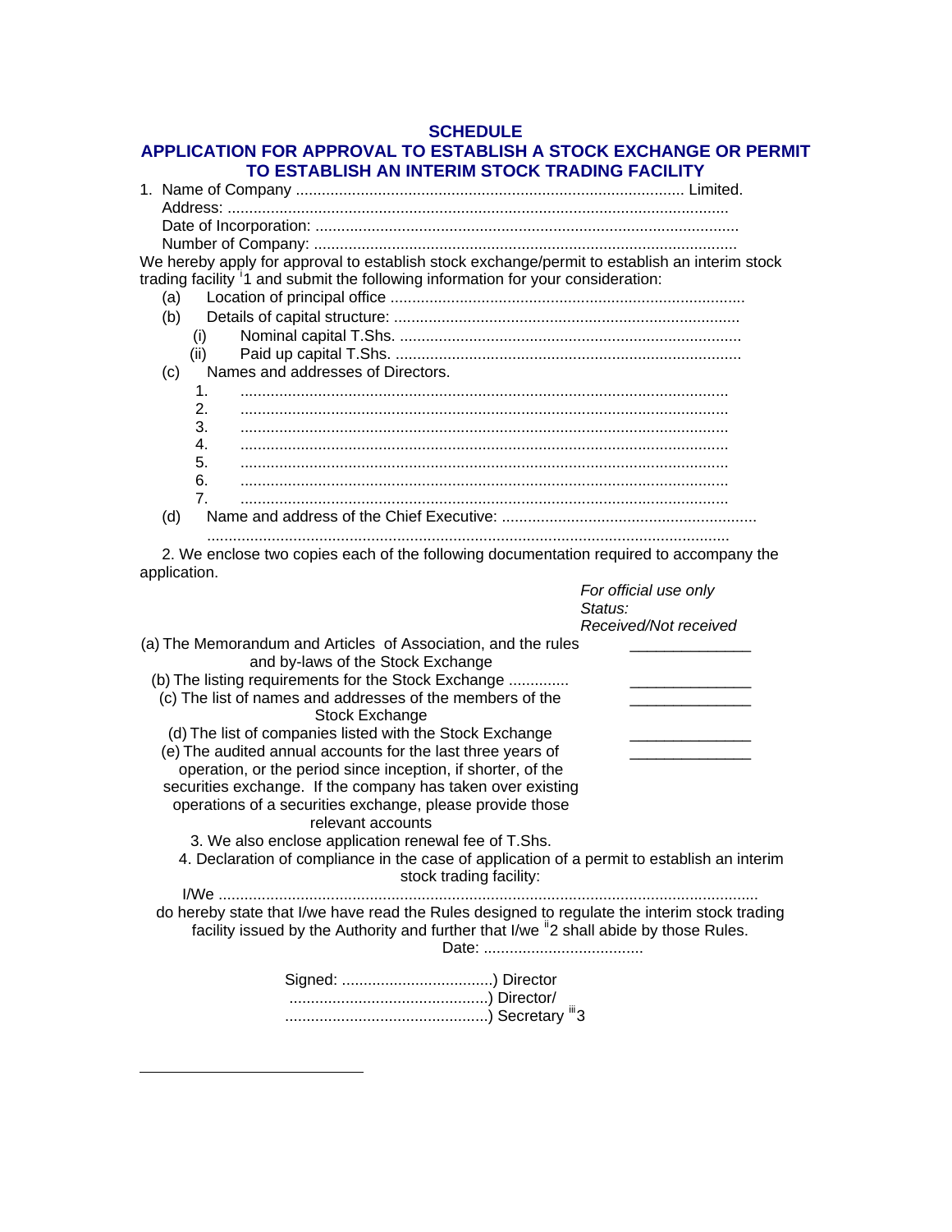## SCHEDULE

## APPLICATION FOR APPROVAL TO ESTABLISH A STOCK EXCHANGE OR PERMIT TO ESTABLISH AN INTERIM STOCK TRADING FACILITY

1. Name of Company ........................................................................................ Limited.
   Address: .....................................................................................................................
   Date of Incorporation: ..................................................................................................
   Number of Company: ..................................................................................................

We hereby apply for approval to establish stock exchange/permit to establish an interim stock trading facility [i]1 and submit the following information for your consideration:

(a) Location of principal office .................................................................................

(b) Details of capital structure: ................................................................................
   - (i) Nominal capital T.Shs. ..............................................................................
   - (ii) Paid up capital T.Shs. ...............................................................................

(c) Names and addresses of Directors.
   1. ................................................................................................................
   2. ................................................................................................................
   3. ................................................................................................................
   4. ................................................................................................................
   5. ................................................................................................................
   6. ................................................................................................................
   7. ................................................................................................................

(d) Name and address of the Chief Executive: ..........................................................
   ........................................................................................................................

2. We enclose two copies each of the following documentation required to accompany the application.

| | *For official use only Status: Received/Not received* |
|---|---|
| (a) The Memorandum and Articles of Association, and the rules and by-laws of the Stock Exchange | ______________ |
| (b) The listing requirements for the Stock Exchange ............. | ______________ |
| (c) The list of names and addresses of the members of the Stock Exchange | ______________ |
| (d) The list of companies listed with the Stock Exchange | ______________ |
| (e) The audited annual accounts for the last three years of operation, or the period since inception, if shorter, of the securities exchange. If the company has taken over existing operations of a securities exchange, please provide those relevant accounts | ______________ |

3. We also enclose application renewal fee of T.Shs.

4. Declaration of compliance in the case of application of a permit to establish an interim stock trading facility:

I/We ...........................................................................................................................
do hereby state that I/we have read the Rules designed to regulate the interim stock trading facility issued by the Authority and further that I/we [ii]2 shall abide by those Rules.

Date: .....................................

Signed: ..................................) Director
.............................................) Director/
..............................................) Secretary [iii]3